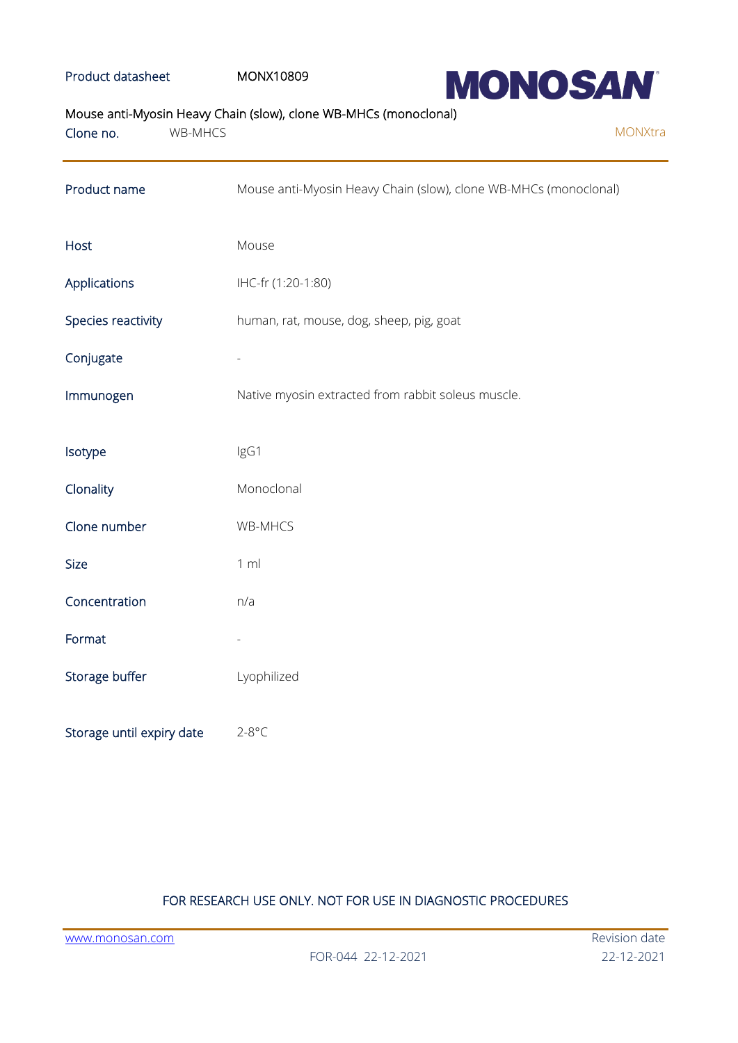Product datasheet MONX10809

**MONOSAN**

Mouse anti-Myosin Heavy Chain (slow), clone WB-MHCs (monoclonal)

Clone no. WB-MHCS

MONXtra

| | |
|---|---|
| Product name | Mouse anti-Myosin Heavy Chain (slow), clone WB-MHCs (monoclonal) |
| Host | Mouse |
| Applications | IHC-fr (1:20-1:80) |
| Species reactivity | human, rat, mouse, dog, sheep, pig, goat |
| Conjugate | - |
| Immunogen | Native myosin extracted from rabbit soleus muscle. |
| Isotype | IgG1 |
| Clonality | Monoclonal |
| Clone number | WB-MHCS |
| Size | 1 ml |
| Concentration | n/a |
| Format | - |
| Storage buffer | Lyophilized |
| Storage until expiry date | 2-8°C |

FOR RESEARCH USE ONLY. NOT FOR USE IN DIAGNOSTIC PROCEDURES

www.monosan.com

FOR-044 22-12-2021

Revision date 22-12-2021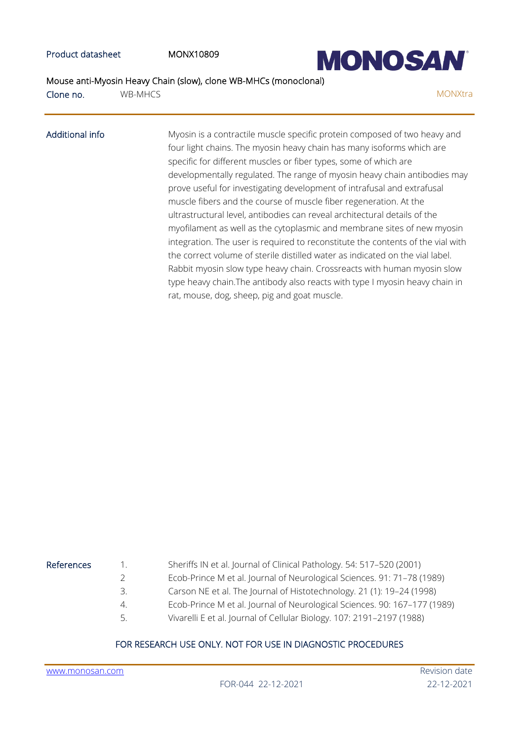Product datasheet MONX10809

Mouse anti-Myosin Heavy Chain (slow), clone WB-MHCs (monoclonal)

Clone no. WB-MHCS

MONXtra

## Additional info

Myosin is a contractile muscle specific protein composed of two heavy and four light chains. The myosin heavy chain has many isoforms which are specific for different muscles or fiber types, some of which are developmentally regulated. The range of myosin heavy chain antibodies may prove useful for investigating development of intrafusal and extrafusal muscle fibers and the course of muscle fiber regeneration. At the ultrastructural level, antibodies can reveal architectural details of the myofilament as well as the cytoplasmic and membrane sites of new myosin integration. The user is required to reconstitute the contents of the vial with the correct volume of sterile distilled water as indicated on the vial label. Rabbit myosin slow type heavy chain. Crossreacts with human myosin slow type heavy chain.The antibody also reacts with type I myosin heavy chain in rat, mouse, dog, sheep, pig and goat muscle.

## References

1. Sheriffs IN et al. Journal of Clinical Pathology. 54: 517–520 (2001)
2. Ecob-Prince M et al. Journal of Neurological Sciences. 91: 71–78 (1989)
3. Carson NE et al. The Journal of Histotechnology. 21 (1): 19–24 (1998)
4. Ecob-Prince M et al. Journal of Neurological Sciences. 90: 167–177 (1989)
5. Vivarelli E et al. Journal of Cellular Biology. 107: 2191–2197 (1988)

FOR RESEARCH USE ONLY. NOT FOR USE IN DIAGNOSTIC PROCEDURES